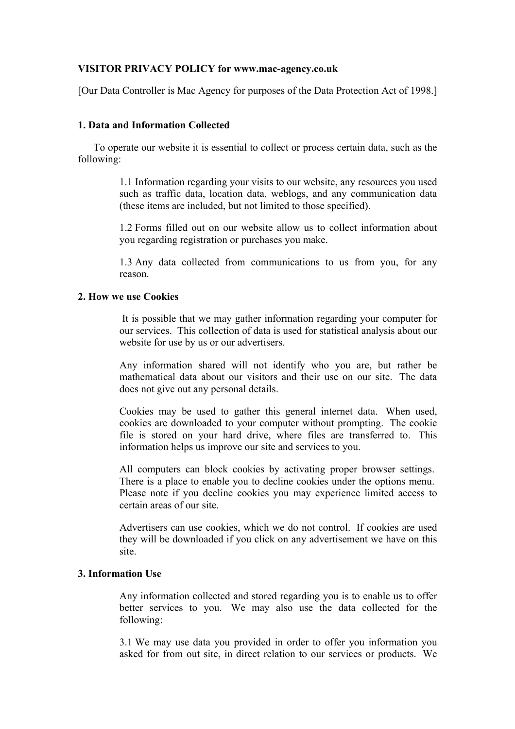**VISITOR PRIVACY POLICY for www.mac-agency.co.uk**

[Our Data Controller is Mac Agency for purposes of the Data Protection Act of 1998.]

**1. Data and Information Collected**

To operate our website it is essential to collect or process certain data, such as the following:

1.1 Information regarding your visits to our website, any resources you used such as traffic data, location data, weblogs, and any communication data (these items are included, but not limited to those specified).

1.2 Forms filled out on our website allow us to collect information about you regarding registration or purchases you make.

1.3 Any data collected from communications to us from you, for any reason.

**2. How we use Cookies**

It is possible that we may gather information regarding your computer for our services. This collection of data is used for statistical analysis about our website for use by us or our advertisers.

Any information shared will not identify who you are, but rather be mathematical data about our visitors and their use on our site. The data does not give out any personal details.

Cookies may be used to gather this general internet data. When used, cookies are downloaded to your computer without prompting. The cookie file is stored on your hard drive, where files are transferred to. This information helps us improve our site and services to you.

All computers can block cookies by activating proper browser settings. There is a place to enable you to decline cookies under the options menu. Please note if you decline cookies you may experience limited access to certain areas of our site.

Advertisers can use cookies, which we do not control. If cookies are used they will be downloaded if you click on any advertisement we have on this site.

**3. Information Use**

Any information collected and stored regarding you is to enable us to offer better services to you. We may also use the data collected for the following:

3.1 We may use data you provided in order to offer you information you asked for from out site, in direct relation to our services or products. We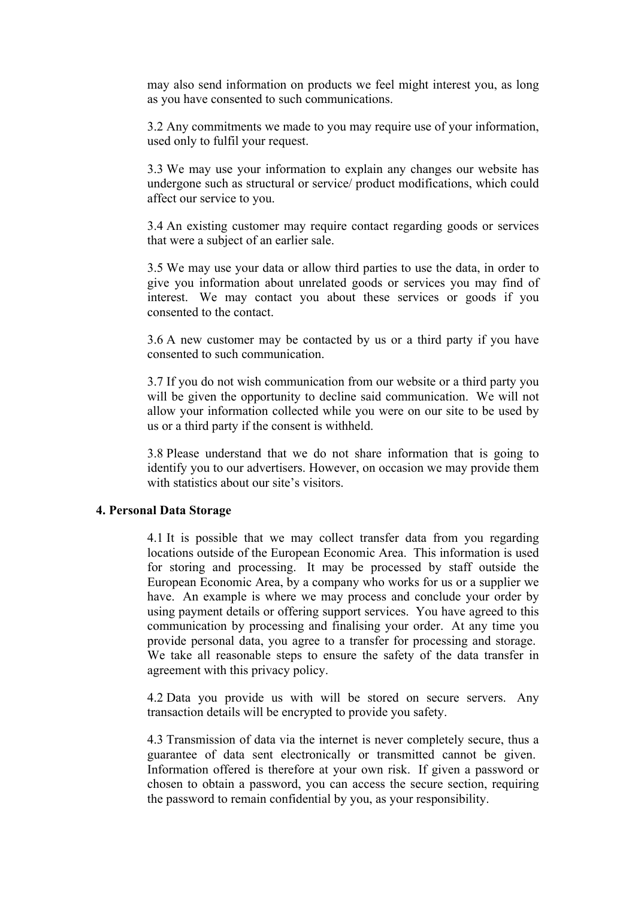may also send information on products we feel might interest you, as long as you have consented to such communications.

3.2 Any commitments we made to you may require use of your information, used only to fulfil your request.

3.3 We may use your information to explain any changes our website has undergone such as structural or service/ product modifications, which could affect our service to you.

3.4 An existing customer may require contact regarding goods or services that were a subject of an earlier sale.

3.5 We may use your data or allow third parties to use the data, in order to give you information about unrelated goods or services you may find of interest. We may contact you about these services or goods if you consented to the contact.

3.6 A new customer may be contacted by us or a third party if you have consented to such communication.

3.7 If you do not wish communication from our website or a third party you will be given the opportunity to decline said communication. We will not allow your information collected while you were on our site to be used by us or a third party if the consent is withheld.

3.8 Please understand that we do not share information that is going to identify you to our advertisers. However, on occasion we may provide them with statistics about our site's visitors.

**4. Personal Data Storage**

4.1 It is possible that we may collect transfer data from you regarding locations outside of the European Economic Area. This information is used for storing and processing. It may be processed by staff outside the European Economic Area, by a company who works for us or a supplier we have. An example is where we may process and conclude your order by using payment details or offering support services. You have agreed to this communication by processing and finalising your order. At any time you provide personal data, you agree to a transfer for processing and storage. We take all reasonable steps to ensure the safety of the data transfer in agreement with this privacy policy.

4.2 Data you provide us with will be stored on secure servers. Any transaction details will be encrypted to provide you safety.

4.3 Transmission of data via the internet is never completely secure, thus a guarantee of data sent electronically or transmitted cannot be given. Information offered is therefore at your own risk. If given a password or chosen to obtain a password, you can access the secure section, requiring the password to remain confidential by you, as your responsibility.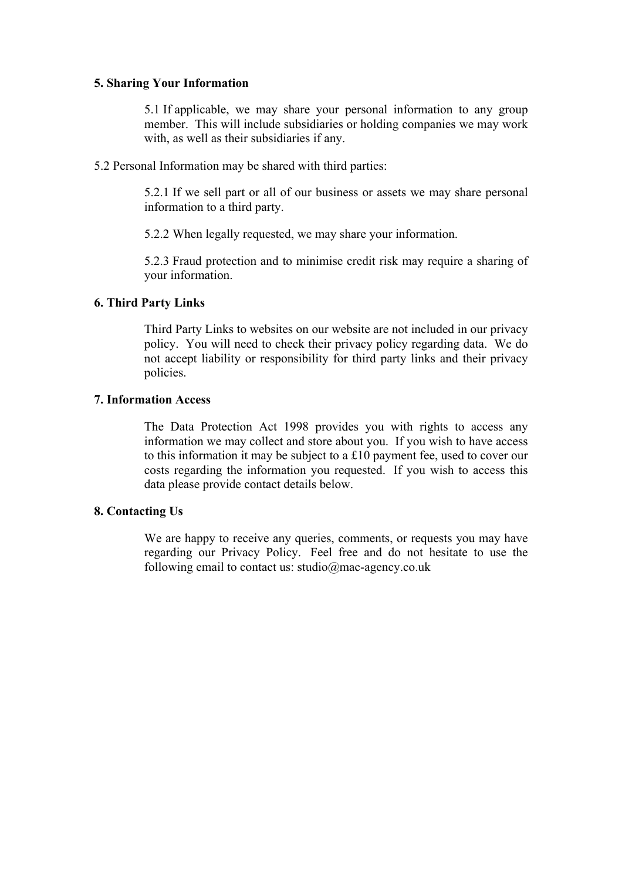**5. Sharing Your Information**

5.1 If applicable, we may share your personal information to any group member. This will include subsidiaries or holding companies we may work with, as well as their subsidiaries if any.

5.2 Personal Information may be shared with third parties:

5.2.1 If we sell part or all of our business or assets we may share personal information to a third party.

5.2.2 When legally requested, we may share your information.

5.2.3 Fraud protection and to minimise credit risk may require a sharing of your information.

**6. Third Party Links**

Third Party Links to websites on our website are not included in our privacy policy. You will need to check their privacy policy regarding data. We do not accept liability or responsibility for third party links and their privacy policies.

**7. Information Access**

The Data Protection Act 1998 provides you with rights to access any information we may collect and store about you. If you wish to have access to this information it may be subject to a £10 payment fee, used to cover our costs regarding the information you requested. If you wish to access this data please provide contact details below.

**8. Contacting Us**

We are happy to receive any queries, comments, or requests you may have regarding our Privacy Policy. Feel free and do not hesitate to use the following email to contact us: studio@mac-agency.co.uk